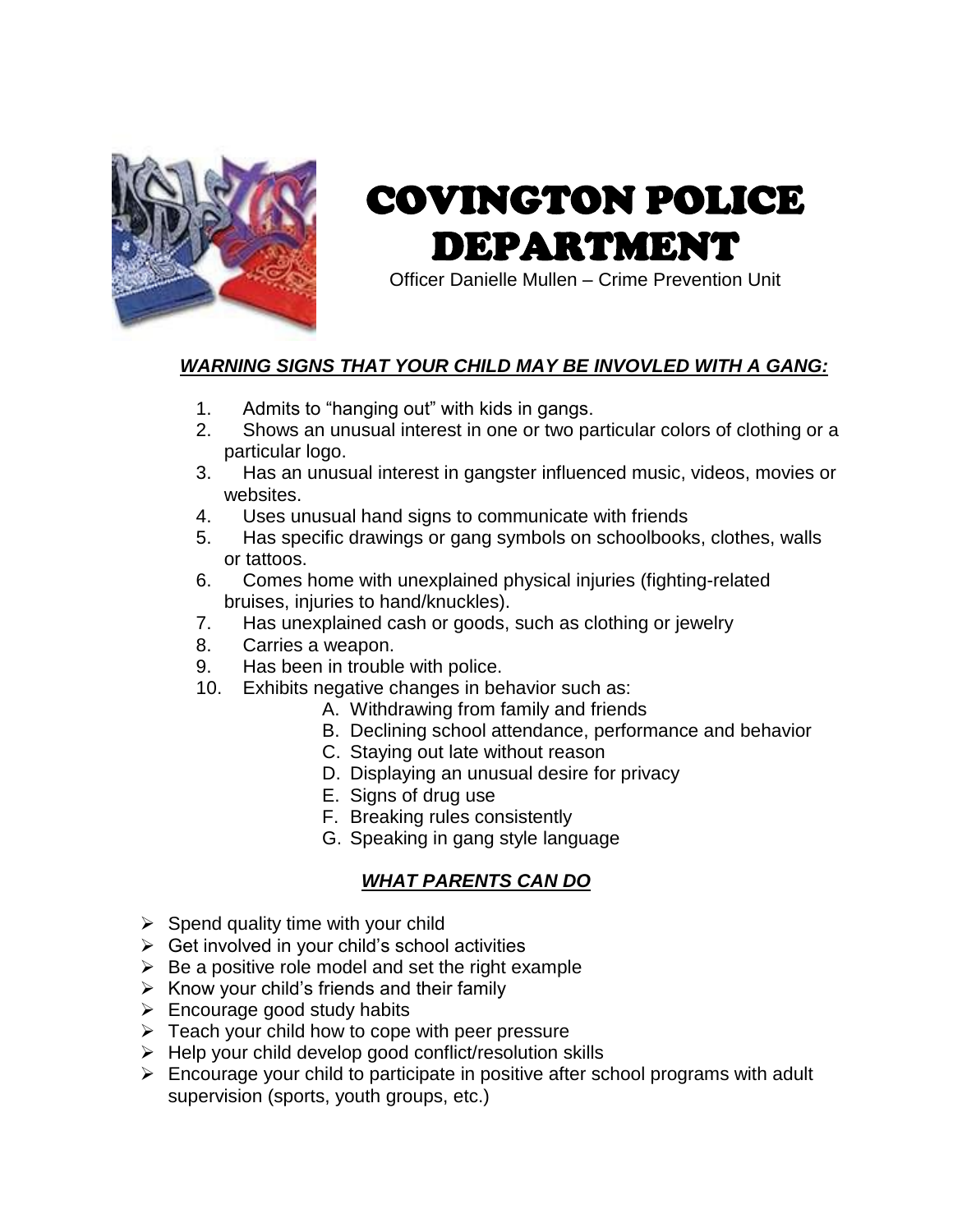# COVINGTON POLICE DEPARTMENT

Officer Danielle Mullen – Crime Prevention Unit

***WARNING SIGNS THAT YOUR CHILD MAY BE INVOVLED WITH A GANG:***

1. Admits to "hanging out" with kids in gangs.
2. Shows an unusual interest in one or two particular colors of clothing or a particular logo.
3. Has an unusual interest in gangster influenced music, videos, movies or websites.
4. Uses unusual hand signs to communicate with friends
5. Has specific drawings or gang symbols on schoolbooks, clothes, walls or tattoos.
6. Comes home with unexplained physical injuries (fighting-related bruises, injuries to hand/knuckles).
7. Has unexplained cash or goods, such as clothing or jewelry
8. Carries a weapon.
9. Has been in trouble with police.
10. Exhibits negative changes in behavior such as:
    - A. Withdrawing from family and friends
    - B. Declining school attendance, performance and behavior
    - C. Staying out late without reason
    - D. Displaying an unusual desire for privacy
    - E. Signs of drug use
    - F. Breaking rules consistently
    - G. Speaking in gang style language

***WHAT PARENTS CAN DO***

- Spend quality time with your child
- Get involved in your child's school activities
- Be a positive role model and set the right example
- Know your child's friends and their family
- Encourage good study habits
- Teach your child how to cope with peer pressure
- Help your child develop good conflict/resolution skills
- Encourage your child to participate in positive after school programs with adult supervision (sports, youth groups, etc.)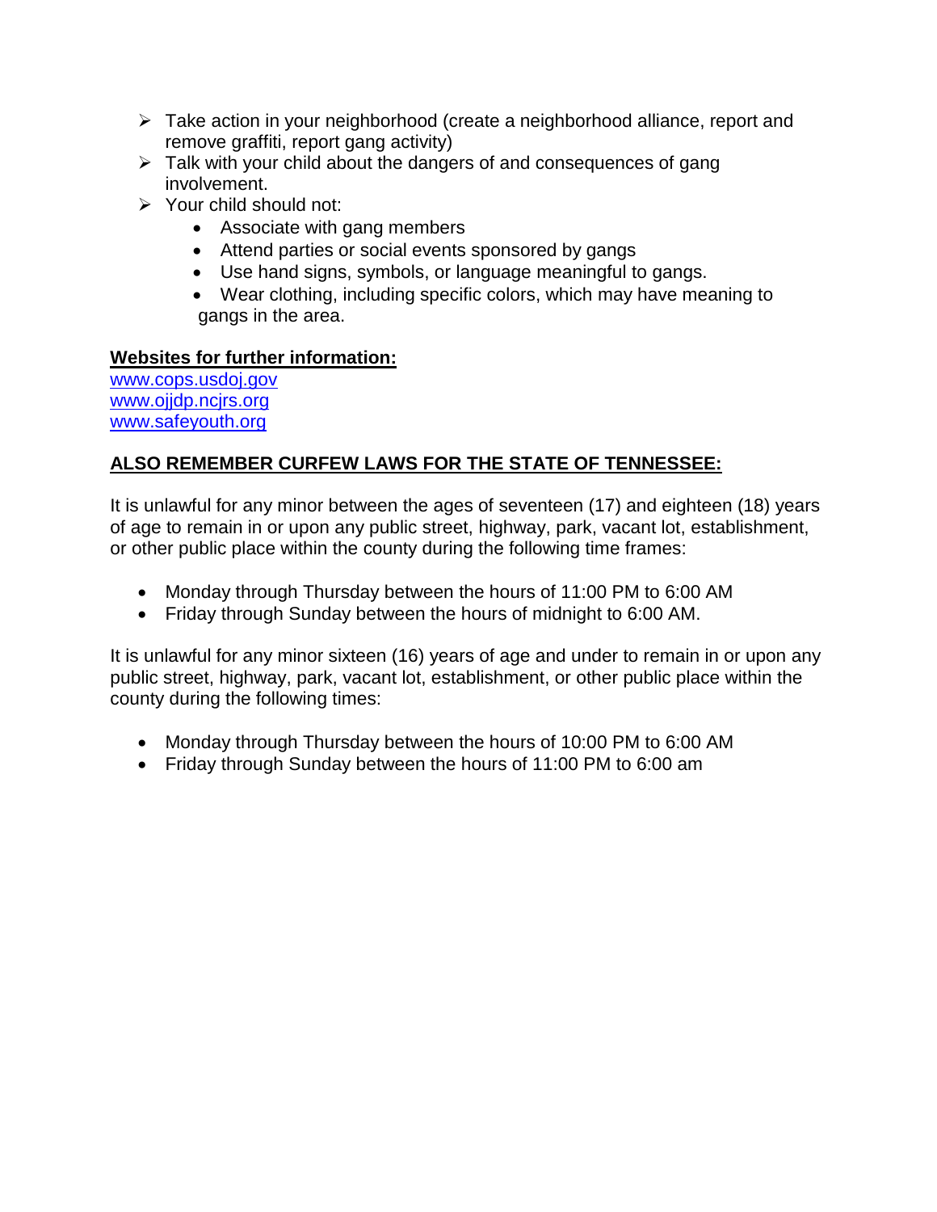- Take action in your neighborhood (create a neighborhood alliance, report and remove graffiti, report gang activity)
- Talk with your child about the dangers of and consequences of gang involvement.
- Your child should not:
  - Associate with gang members
  - Attend parties or social events sponsored by gangs
  - Use hand signs, symbols, or language meaningful to gangs.
  - Wear clothing, including specific colors, which may have meaning to gangs in the area.

**Websites for further information:**

www.cops.usdoj.gov
www.ojjdp.ncjrs.org
www.safeyouth.org

**ALSO REMEMBER CURFEW LAWS FOR THE STATE OF TENNESSEE:**

It is unlawful for any minor between the ages of seventeen (17) and eighteen (18) years of age to remain in or upon any public street, highway, park, vacant lot, establishment, or other public place within the county during the following time frames:

- Monday through Thursday between the hours of 11:00 PM to 6:00 AM
- Friday through Sunday between the hours of midnight to 6:00 AM.

It is unlawful for any minor sixteen (16) years of age and under to remain in or upon any public street, highway, park, vacant lot, establishment, or other public place within the county during the following times:

- Monday through Thursday between the hours of 10:00 PM to 6:00 AM
- Friday through Sunday between the hours of 11:00 PM to 6:00 am